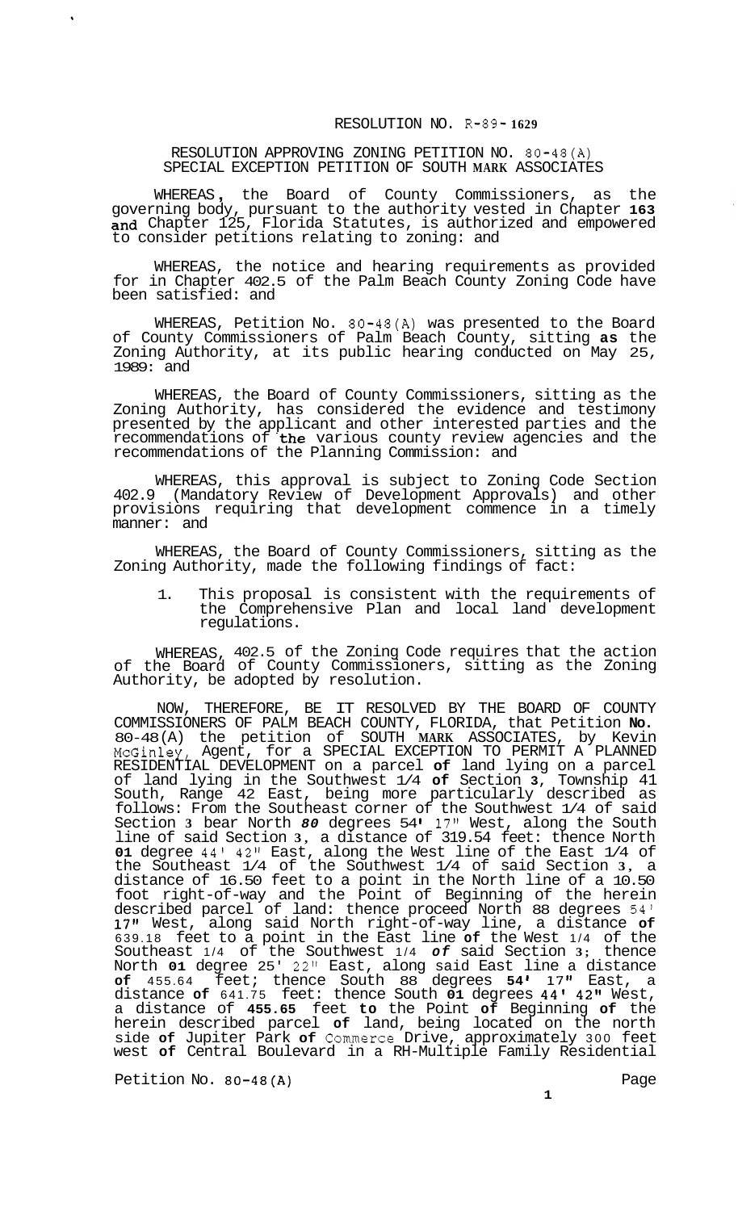# RESOLUTION NO. R-89-1629

## RESOLUTION APPROVING ZONING PETITION NO. 80-48(A) SPECIAL EXCEPTION PETITION OF SOUTH MARK ASSOCIATES

WHEREAS, the Board of County Commissioners, as the governing body, pursuant to the authority vested in Chapter 163 and Chapter 125, Florida Statutes, is authorized and empowered to consider petitions relating to zoning: and

WHEREAS, the notice and hearing requirements as provided for in Chapter 402.5 of the Palm Beach County Zoning Code have been satisfied: and

WHEREAS, Petition No. 80-48(A) was presented to the Board of County Commissioners of Palm Beach County, sitting as the Zoning Authority, at its public hearing conducted on May 25, 1989: and

WHEREAS, the Board of County Commissioners, sitting as the Zoning Authority, has considered the evidence and testimony presented by the applicant and other interested parties and the recommendations of the various county review agencies and the recommendations of the Planning Commission: and

WHEREAS, this approval is subject to Zoning Code Section 402.9 (Mandatory Review of Development Approvals) and other provisions requiring that development commence in a timely manner: and

WHEREAS, the Board of County Commissioners, sitting as the Zoning Authority, made the following findings of fact:

1. This proposal is consistent with the requirements of the Comprehensive Plan and local land development regulations.

WHEREAS, 402.5 of the Zoning Code requires that the action of the Board of County Commissioners, sitting as the Zoning Authority, be adopted by resolution.

NOW, THEREFORE, BE IT RESOLVED BY THE BOARD OF COUNTY COMMISSIONERS OF PALM BEACH COUNTY, FLORIDA, that Petition No. 80-48(A) the petition of SOUTH MARK ASSOCIATES, by Kevin McGinley, Agent, for a SPECIAL EXCEPTION TO PERMIT A PLANNED RESIDENTIAL DEVELOPMENT on a parcel of land lying on a parcel of land lying in the Southwest 1/4 of Section 3, Township 41 South, Range 42 East, being more particularly described as follows: From the Southeast corner of the Southwest 1/4 of said Section 3 bear North 80 degrees 54' 17" West, along the South line of said Section 3, a distance of 319.54 feet: thence North 01 degree 44' 42" East, along the West line of the East 1/4 of the Southeast 1/4 of the Southwest 1/4 of said Section 3, a distance of 16.50 feet to a point in the North line of a 10.50 foot right-of-way and the Point of Beginning of the herein described parcel of land: thence proceed North 88 degrees 54' 17" West, along said North right-of-way line, a distance of 639.18 feet to a point in the East line of the West 1/4 of the Southeast 1/4 of the Southwest 1/4 of said Section 3; thence North 01 degree 25' 22" East, along said East line a distance of 455.64 feet; thence South 88 degrees 54' 17" East, a distance of 641.75 feet: thence South 01 degrees 44' 42" West, a distance of 455.65 feet to the Point of Beginning of the herein described parcel of land, being located on the north side of Jupiter Park of Commerce Drive, approximately 300 feet west of Central Boulevard in a RH-Multiple Family Residential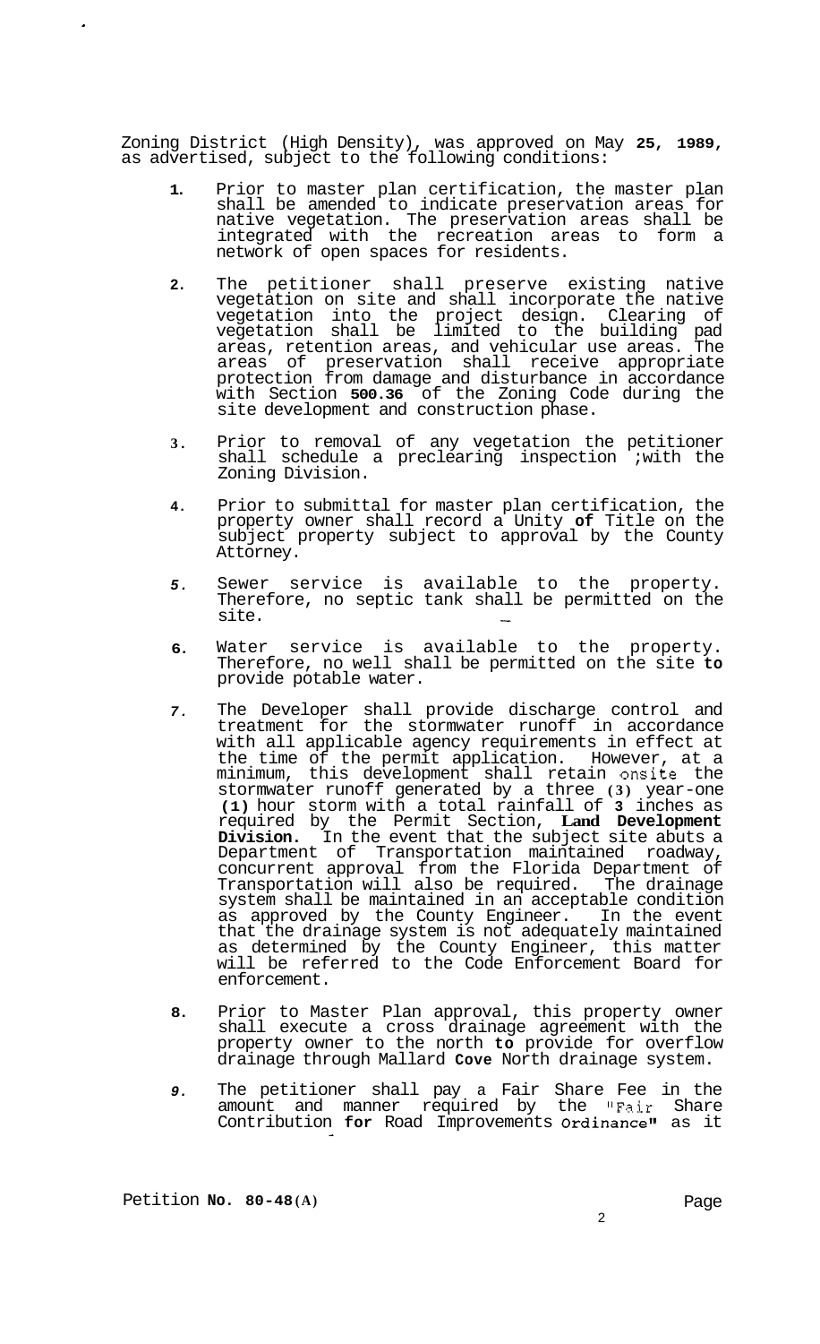Zoning District (High Density), was approved on May **25, 1989**, as advertised, subject to the following conditions:

1. Prior to master plan certification, the master plan shall be amended to indicate preservation areas for native vegetation. The preservation areas shall be integrated with the recreation areas to form a network of open spaces for residents.

2. The petitioner shall preserve existing native vegetation on site and shall incorporate the native vegetation into the project design. Clearing of vegetation shall be limited to the building pad areas, retention areas, and vehicular use areas. The areas of preservation shall receive appropriate protection from damage and disturbance in accordance with Section **500.36** of the Zoning Code during the site development and construction phase.

3. Prior to removal of any vegetation the petitioner shall schedule a preclearing inspection ;with the Zoning Division.

4. Prior to submittal for master plan certification, the property owner shall record a Unity **of** Title on the subject property subject to approval by the County Attorney.

5. Sewer service is available to the property. Therefore, no septic tank shall be permitted on the site.

6. Water service is available to the property. Therefore, no well shall be permitted on the site **to** provide potable water.

7. The Developer shall provide discharge control and treatment for the stormwater runoff in accordance with all applicable agency requirements in effect at the time of the permit application. However, at a minimum, this development shall retain onsite the stormwater runoff generated by a three (3) year-one (1) hour storm with a total rainfall of 3 inches as required by the Permit Section, **Land Development Division**. In the event that the subject site abuts a Department of Transportation maintained roadway, concurrent approval from the Florida Department of Transportation will also be required. The drainage system shall be maintained in an acceptable condition as approved by the County Engineer. In the event that the drainage system is not adequately maintained as determined by the County Engineer, this matter will be referred to the Code Enforcement Board for enforcement.

8. Prior to Master Plan approval, this property owner shall execute a cross drainage agreement with the property owner to the north **to** provide for overflow drainage through Mallard **Cove** North drainage system.

9. The petitioner shall pay a Fair Share Fee in the amount and manner required by the "Fair Share Contribution **for** Road Improvements Ordinance" as it

Petition **No. 80-48(A)**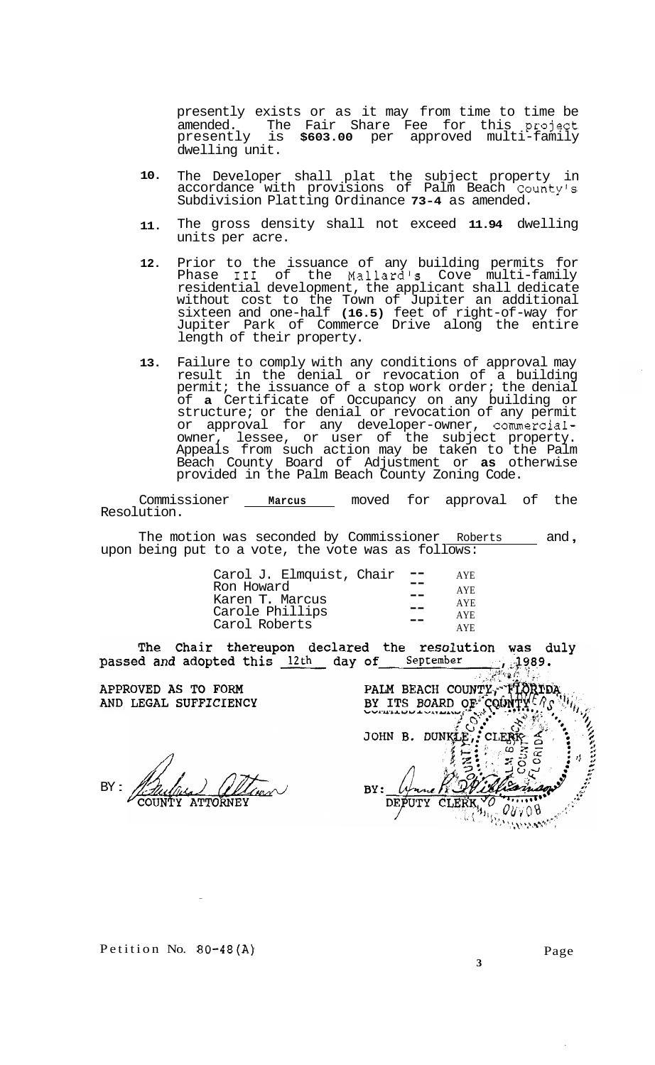presently exists or as it may from time to time be amended. The Fair Share Fee for this project presently is **$603.00** per approved multi-family dwelling unit.

**10.** The Developer shall plat the subject property in accordance with provisions of Palm Beach County's Subdivision Platting Ordinance **73-4** as amended.

**11.** The gross density shall not exceed **11.94** dwelling units per acre.

**12.** Prior to the issuance of any building permits for Phase III of the Mallard's Cove multi-family residential development, the applicant shall dedicate without cost to the Town of Jupiter an additional sixteen and one-half **(16.5)** feet of right-of-way for Jupiter Park of Commerce Drive along the entire length of their property.

**13.** Failure to comply with any conditions of approval may result in the denial or revocation of a building permit; the issuance of a stop work order; the denial of **a** Certificate of Occupancy on any building or structure; or the denial or revocation of any permit or approval for any developer-owner, commercial-owner, lessee, or user of the subject property. Appeals from such action may be taken to the Palm Beach County Board of Adjustment or **as** otherwise provided in the Palm Beach County Zoning Code.

Commissioner **Marcus** moved for approval of the Resolution.

The motion was seconded by Commissioner Roberts and, upon being put to a vote, the vote was as follows:

| | | |
|---|---|---|
| Carol J. Elmquist, Chair | -- | AYE |
| Ron Howard | -- | AYE |
| Karen T. Marcus | -- | AYE |
| Carole Phillips | -- | AYE |
| Carol Roberts | -- | AYE |

The Chair thereupon declared the resolution was duly passed and adopted this 12th day of September, 1989.

APPROVED AS TO FORM AND LEGAL SUFFICIENCY

BY: COUNTY ATTORNEY

PALM BEACH COUNTY, FLORIDA
BY ITS BOARD OF COUNTY COMMISSIONERS

JOHN B. DUNKLE, CLERK

BY: DEPUTY CLERK

Petition No. 80-48(A)